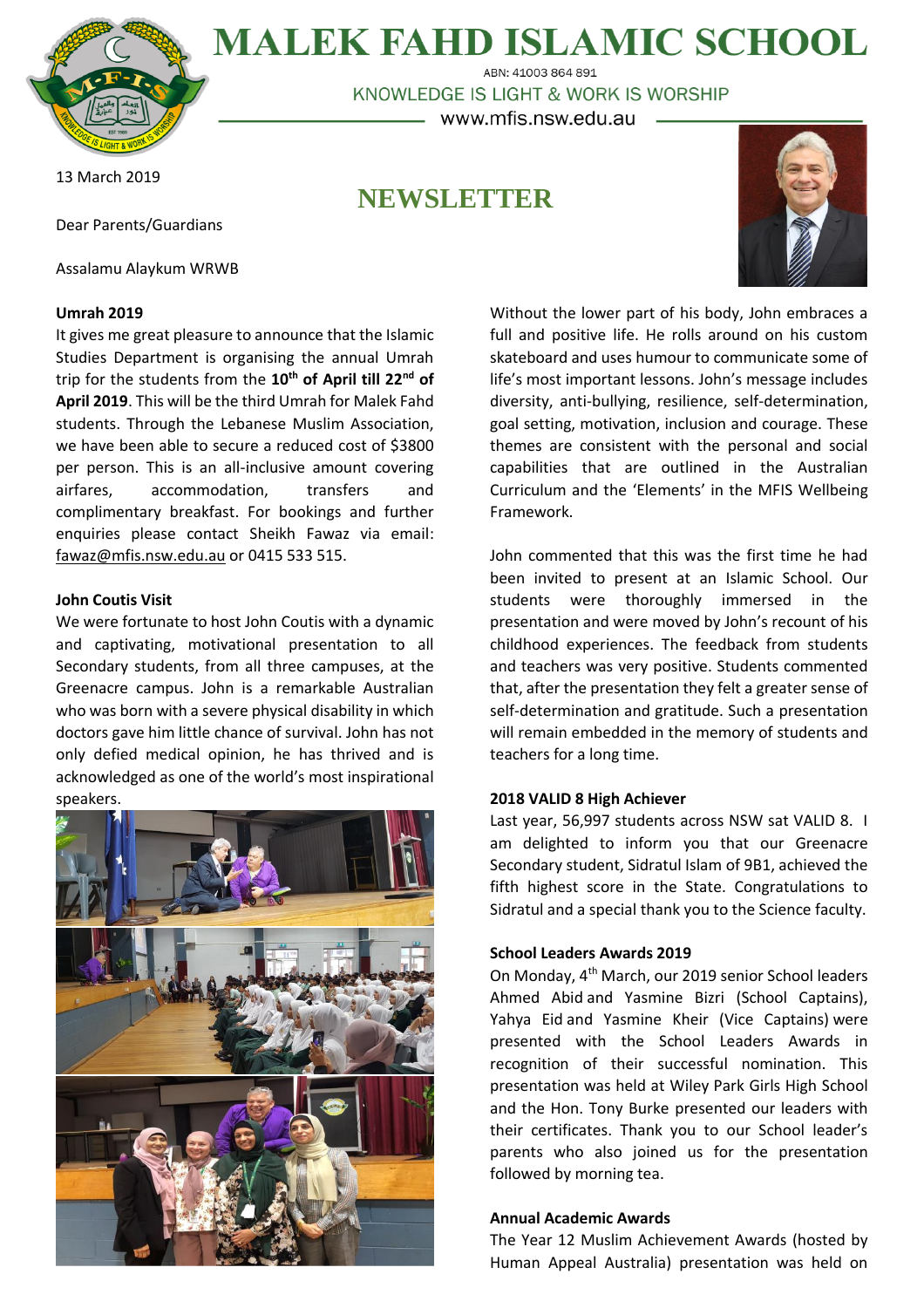# MALEK FAHD ISLAMIC SCHOOL

ABN: 41003 864 891

KNOWLEDGE IS LIGHT & WORK IS WORSHIP

www.mfis.nsw.edu.au

13 March 2019

## NEWSLETTER

Dear Parents/Guardians

Assalamu Alaykum WRWB

### Umrah 2019

It gives me great pleasure to announce that the Islamic Studies Department is organising the annual Umrah trip for the students from the **10th of April till 22nd of April 2019**. This will be the third Umrah for Malek Fahd students. Through the Lebanese Muslim Association, we have been able to secure a reduced cost of $3800 per person. This is an all-inclusive amount covering airfares, accommodation, transfers and complimentary breakfast. For bookings and further enquiries please contact Sheikh Fawaz via email: fawaz@mfis.nsw.edu.au or 0415 533 515.

### John Coutis Visit

We were fortunate to host John Coutis with a dynamic and captivating, motivational presentation to all Secondary students, from all three campuses, at the Greenacre campus. John is a remarkable Australian who was born with a severe physical disability in which doctors gave him little chance of survival. John has not only defied medical opinion, he has thrived and is acknowledged as one of the world's most inspirational speakers.

Without the lower part of his body, John embraces a full and positive life. He rolls around on his custom skateboard and uses humour to communicate some of life's most important lessons. John's message includes diversity, anti-bullying, resilience, self-determination, goal setting, motivation, inclusion and courage. These themes are consistent with the personal and social capabilities that are outlined in the Australian Curriculum and the 'Elements' in the MFIS Wellbeing Framework.

John commented that this was the first time he had been invited to present at an Islamic School. Our students were thoroughly immersed in the presentation and were moved by John's recount of his childhood experiences. The feedback from students and teachers was very positive. Students commented that, after the presentation they felt a greater sense of self-determination and gratitude. Such a presentation will remain embedded in the memory of students and teachers for a long time.

### 2018 VALID 8 High Achiever

Last year, 56,997 students across NSW sat VALID 8. I am delighted to inform you that our Greenacre Secondary student, Sidratul Islam of 9B1, achieved the fifth highest score in the State. Congratulations to Sidratul and a special thank you to the Science faculty.

### School Leaders Awards 2019

On Monday, 4th March, our 2019 senior School leaders Ahmed Abid and Yasmine Bizri (School Captains), Yahya Eid and Yasmine Kheir (Vice Captains) were presented with the School Leaders Awards in recognition of their successful nomination. This presentation was held at Wiley Park Girls High School and the Hon. Tony Burke presented our leaders with their certificates. Thank you to our School leader's parents who also joined us for the presentation followed by morning tea.

### Annual Academic Awards

The Year 12 Muslim Achievement Awards (hosted by Human Appeal Australia) presentation was held on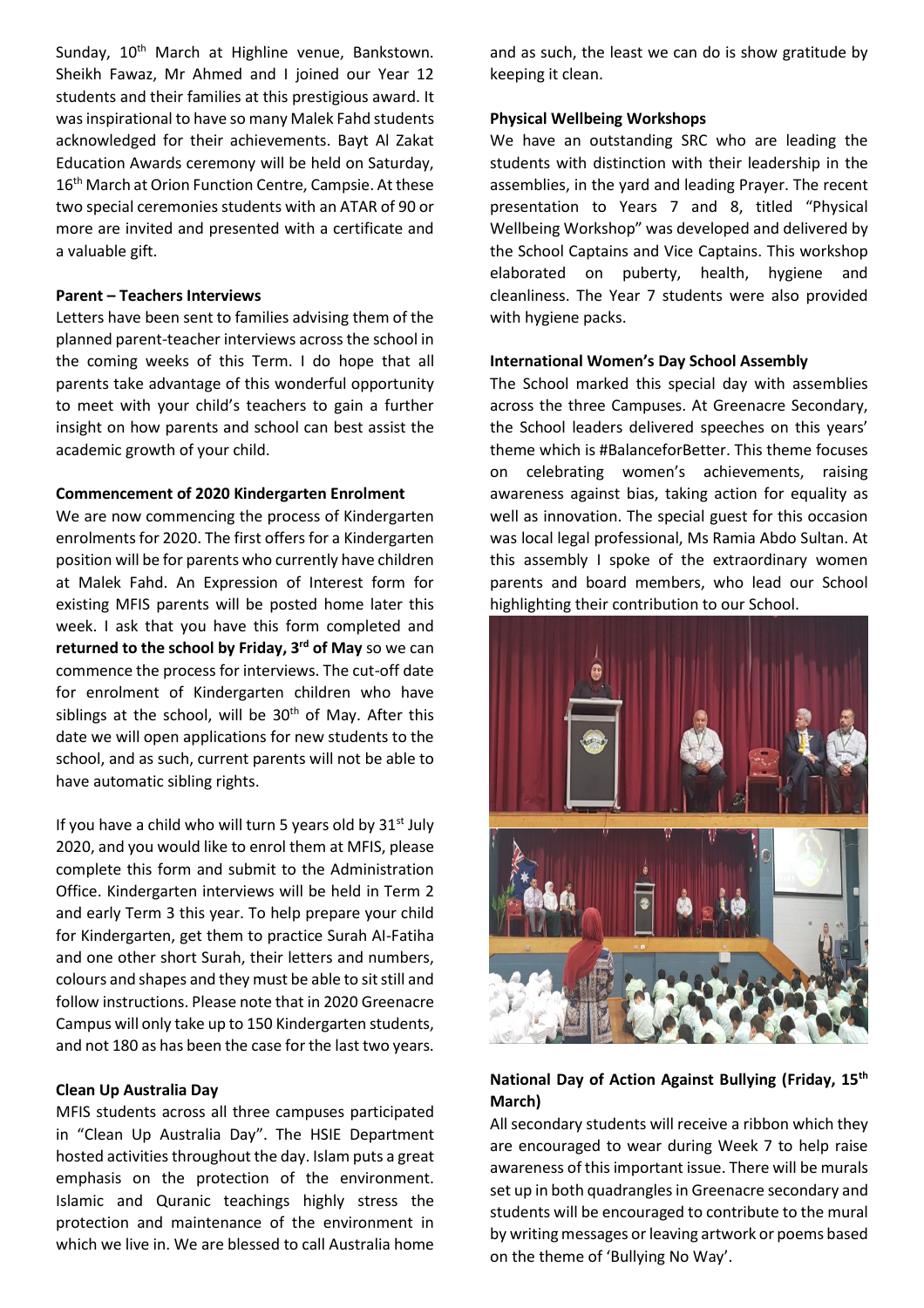Sunday, 10th March at Highline venue, Bankstown. Sheikh Fawaz, Mr Ahmed and I joined our Year 12 students and their families at this prestigious award. It was inspirational to have so many Malek Fahd students acknowledged for their achievements. Bayt Al Zakat Education Awards ceremony will be held on Saturday, 16th March at Orion Function Centre, Campsie. At these two special ceremonies students with an ATAR of 90 or more are invited and presented with a certificate and a valuable gift.

**Parent – Teachers Interviews**

Letters have been sent to families advising them of the planned parent-teacher interviews across the school in the coming weeks of this Term. I do hope that all parents take advantage of this wonderful opportunity to meet with your child's teachers to gain a further insight on how parents and school can best assist the academic growth of your child.

**Commencement of 2020 Kindergarten Enrolment**

We are now commencing the process of Kindergarten enrolments for 2020. The first offers for a Kindergarten position will be for parents who currently have children at Malek Fahd. An Expression of Interest form for existing MFIS parents will be posted home later this week. I ask that you have this form completed and **returned to the school by Friday, 3rd of May** so we can commence the process for interviews. The cut-off date for enrolment of Kindergarten children who have siblings at the school, will be 30th of May. After this date we will open applications for new students to the school, and as such, current parents will not be able to have automatic sibling rights.

If you have a child who will turn 5 years old by 31st July 2020, and you would like to enrol them at MFIS, please complete this form and submit to the Administration Office. Kindergarten interviews will be held in Term 2 and early Term 3 this year. To help prepare your child for Kindergarten, get them to practice Surah Al-Fatiha and one other short Surah, their letters and numbers, colours and shapes and they must be able to sit still and follow instructions. Please note that in 2020 Greenacre Campus will only take up to 150 Kindergarten students, and not 180 as has been the case for the last two years.

**Clean Up Australia Day**

MFIS students across all three campuses participated in "Clean Up Australia Day". The HSIE Department hosted activities throughout the day. Islam puts a great emphasis on the protection of the environment. Islamic and Quranic teachings highly stress the protection and maintenance of the environment in which we live in. We are blessed to call Australia home and as such, the least we can do is show gratitude by keeping it clean.

**Physical Wellbeing Workshops**

We have an outstanding SRC who are leading the students with distinction with their leadership in the assemblies, in the yard and leading Prayer. The recent presentation to Years 7 and 8, titled "Physical Wellbeing Workshop" was developed and delivered by the School Captains and Vice Captains. This workshop elaborated on puberty, health, hygiene and cleanliness. The Year 7 students were also provided with hygiene packs.

**International Women's Day School Assembly**

The School marked this special day with assemblies across the three Campuses. At Greenacre Secondary, the School leaders delivered speeches on this years' theme which is #BalanceforBetter. This theme focuses on celebrating women's achievements, raising awareness against bias, taking action for equality as well as innovation. The special guest for this occasion was local legal professional, Ms Ramia Abdo Sultan. At this assembly I spoke of the extraordinary women parents and board members, who lead our School highlighting their contribution to our School.

**National Day of Action Against Bullying (Friday, 15th March)**

All secondary students will receive a ribbon which they are encouraged to wear during Week 7 to help raise awareness of this important issue. There will be murals set up in both quadrangles in Greenacre secondary and students will be encouraged to contribute to the mural by writing messages or leaving artwork or poems based on the theme of 'Bullying No Way'.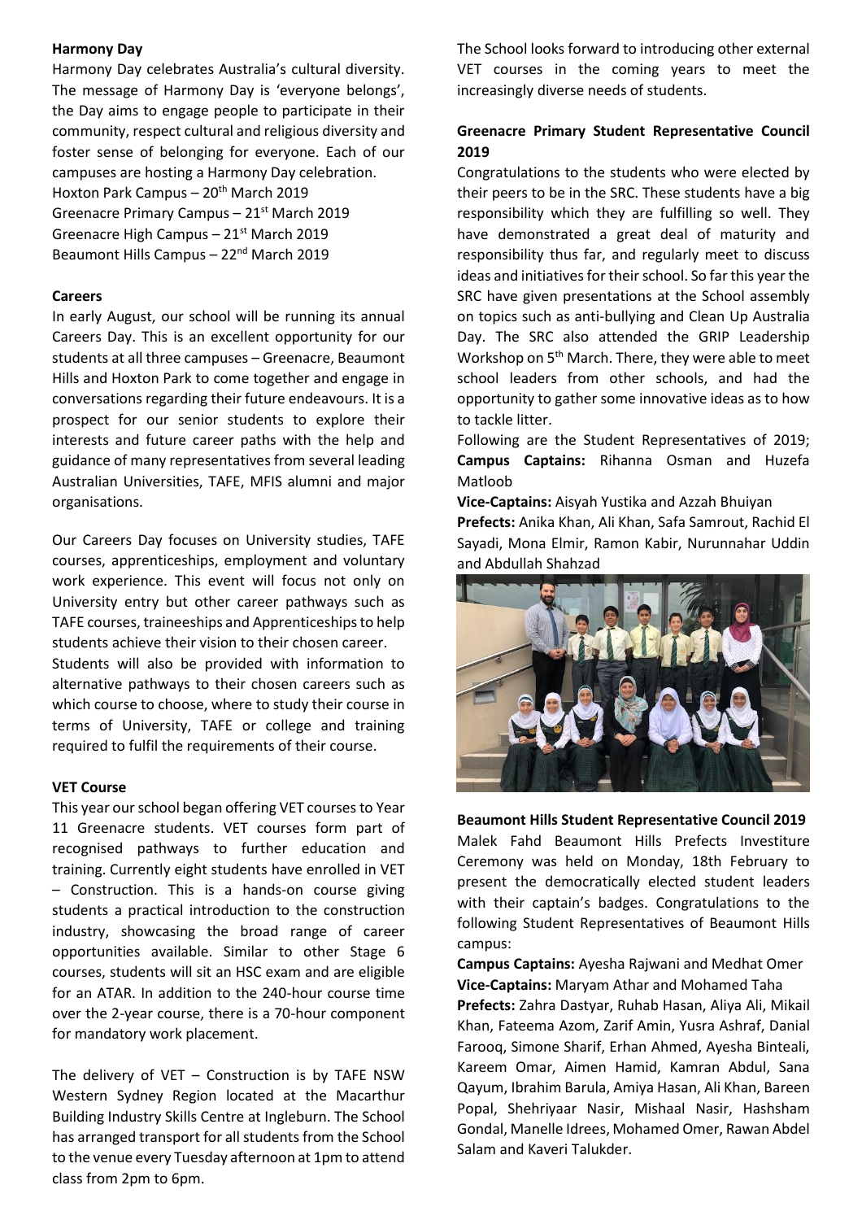## Harmony Day

Harmony Day celebrates Australia's cultural diversity. The message of Harmony Day is 'everyone belongs', the Day aims to engage people to participate in their community, respect cultural and religious diversity and foster sense of belonging for everyone. Each of our campuses are hosting a Harmony Day celebration.

Hoxton Park Campus – 20th March 2019
Greenacre Primary Campus – 21st March 2019
Greenacre High Campus – 21st March 2019
Beaumont Hills Campus – 22nd March 2019

## Careers

In early August, our school will be running its annual Careers Day. This is an excellent opportunity for our students at all three campuses – Greenacre, Beaumont Hills and Hoxton Park to come together and engage in conversations regarding their future endeavours. It is a prospect for our senior students to explore their interests and future career paths with the help and guidance of many representatives from several leading Australian Universities, TAFE, MFIS alumni and major organisations.

Our Careers Day focuses on University studies, TAFE courses, apprenticeships, employment and voluntary work experience. This event will focus not only on University entry but other career pathways such as TAFE courses, traineeships and Apprenticeships to help students achieve their vision to their chosen career. Students will also be provided with information to alternative pathways to their chosen careers such as which course to choose, where to study their course in terms of University, TAFE or college and training required to fulfil the requirements of their course.

## VET Course

This year our school began offering VET courses to Year 11 Greenacre students. VET courses form part of recognised pathways to further education and training. Currently eight students have enrolled in VET – Construction. This is a hands-on course giving students a practical introduction to the construction industry, showcasing the broad range of career opportunities available. Similar to other Stage 6 courses, students will sit an HSC exam and are eligible for an ATAR. In addition to the 240-hour course time over the 2-year course, there is a 70-hour component for mandatory work placement.

The delivery of VET – Construction is by TAFE NSW Western Sydney Region located at the Macarthur Building Industry Skills Centre at Ingleburn. The School has arranged transport for all students from the School to the venue every Tuesday afternoon at 1pm to attend class from 2pm to 6pm.

The School looks forward to introducing other external VET courses in the coming years to meet the increasingly diverse needs of students.

## Greenacre Primary Student Representative Council 2019

Congratulations to the students who were elected by their peers to be in the SRC. These students have a big responsibility which they are fulfilling so well. They have demonstrated a great deal of maturity and responsibility thus far, and regularly meet to discuss ideas and initiatives for their school. So far this year the SRC have given presentations at the School assembly on topics such as anti-bullying and Clean Up Australia Day. The SRC also attended the GRIP Leadership Workshop on 5th March. There, they were able to meet school leaders from other schools, and had the opportunity to gather some innovative ideas as to how to tackle litter.

Following are the Student Representatives of 2019;

**Campus Captains:** Rihanna Osman and Huzefa Matloob

**Vice-Captains:** Aisyah Yustika and Azzah Bhuiyan

**Prefects:** Anika Khan, Ali Khan, Safa Samrout, Rachid El Sayadi, Mona Elmir, Ramon Kabir, Nurunnahar Uddin and Abdullah Shahzad

## Beaumont Hills Student Representative Council 2019

Malek Fahd Beaumont Hills Prefects Investiture Ceremony was held on Monday, 18th February to present the democratically elected student leaders with their captain's badges. Congratulations to the following Student Representatives of Beaumont Hills campus:

**Campus Captains:** Ayesha Rajwani and Medhat Omer

**Vice-Captains:** Maryam Athar and Mohamed Taha

**Prefects:** Zahra Dastyar, Ruhab Hasan, Aliya Ali, Mikail Khan, Fateema Azom, Zarif Amin, Yusra Ashraf, Danial Farooq, Simone Sharif, Erhan Ahmed, Ayesha Binteali, Kareem Omar, Aimen Hamid, Kamran Abdul, Sana Qayum, Ibrahim Barula, Amiya Hasan, Ali Khan, Bareen Popal, Shehriyaar Nasir, Mishaal Nasir, Hashsham Gondal, Manelle Idrees, Mohamed Omer, Rawan Abdel Salam and Kaveri Talukder.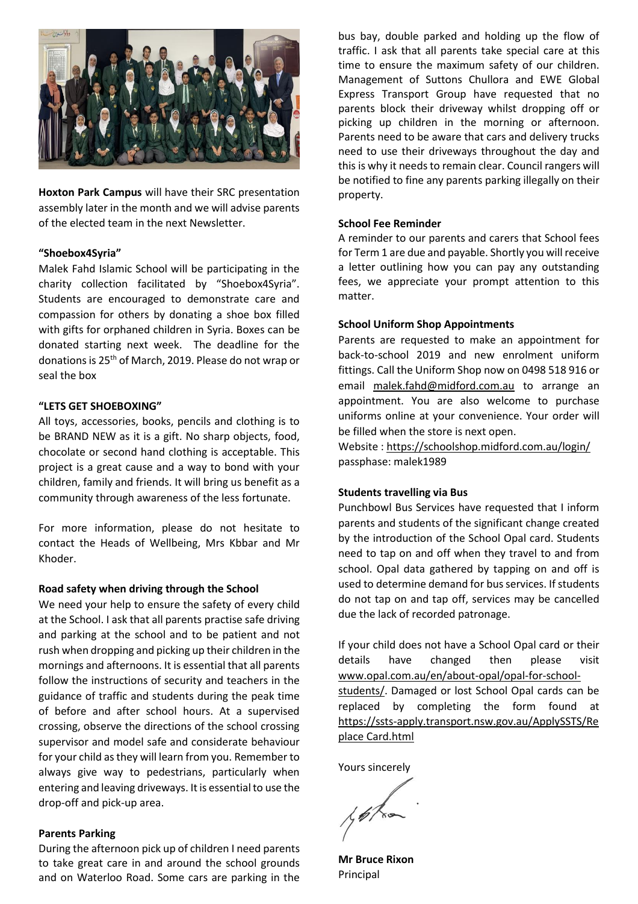**Hoxton Park Campus** will have their SRC presentation assembly later in the month and we will advise parents of the elected team in the next Newsletter.

**"Shoebox4Syria"**

Malek Fahd Islamic School will be participating in the charity collection facilitated by "Shoebox4Syria". Students are encouraged to demonstrate care and compassion for others by donating a shoe box filled with gifts for orphaned children in Syria. Boxes can be donated starting next week. The deadline for the donations is 25th of March, 2019. Please do not wrap or seal the box

**"LETS GET SHOEBOXING"**

All toys, accessories, books, pencils and clothing is to be BRAND NEW as it is a gift. No sharp objects, food, chocolate or second hand clothing is acceptable. This project is a great cause and a way to bond with your children, family and friends. It will bring us benefit as a community through awareness of the less fortunate.

For more information, please do not hesitate to contact the Heads of Wellbeing, Mrs Kbbar and Mr Khoder.

**Road safety when driving through the School**

We need your help to ensure the safety of every child at the School. I ask that all parents practise safe driving and parking at the school and to be patient and not rush when dropping and picking up their children in the mornings and afternoons. It is essential that all parents follow the instructions of security and teachers in the guidance of traffic and students during the peak time of before and after school hours. At a supervised crossing, observe the directions of the school crossing supervisor and model safe and considerate behaviour for your child as they will learn from you. Remember to always give way to pedestrians, particularly when entering and leaving driveways. It is essential to use the drop-off and pick-up area.

**Parents Parking**

During the afternoon pick up of children I need parents to take great care in and around the school grounds and on Waterloo Road. Some cars are parking in the bus bay, double parked and holding up the flow of traffic. I ask that all parents take special care at this time to ensure the maximum safety of our children. Management of Suttons Chullora and EWE Global Express Transport Group have requested that no parents block their driveway whilst dropping off or picking up children in the morning or afternoon. Parents need to be aware that cars and delivery trucks need to use their driveways throughout the day and this is why it needs to remain clear. Council rangers will be notified to fine any parents parking illegally on their property.

**School Fee Reminder**

A reminder to our parents and carers that School fees for Term 1 are due and payable. Shortly you will receive a letter outlining how you can pay any outstanding fees, we appreciate your prompt attention to this matter.

**School Uniform Shop Appointments**

Parents are requested to make an appointment for back-to-school 2019 and new enrolment uniform fittings. Call the Uniform Shop now on 0498 518 916 or email malek.fahd@midford.com.au to arrange an appointment. You are also welcome to purchase uniforms online at your convenience. Your order will be filled when the store is next open.

Website : https://schoolshop.midford.com.au/login/
passphase: malek1989

**Students travelling via Bus**

Punchbowl Bus Services have requested that I inform parents and students of the significant change created by the introduction of the School Opal card. Students need to tap on and off when they travel to and from school. Opal data gathered by tapping on and off is used to determine demand for bus services. If students do not tap on and tap off, services may be cancelled due the lack of recorded patronage.

If your child does not have a School Opal card or their details have changed then please visit www.opal.com.au/en/about-opal/opal-for-school-students/. Damaged or lost School Opal cards can be replaced by completing the form found at https://ssts-apply.transport.nsw.gov.au/ApplySSTS/Replace Card.html

Yours sincerely

**Mr Bruce Rixon**
Principal